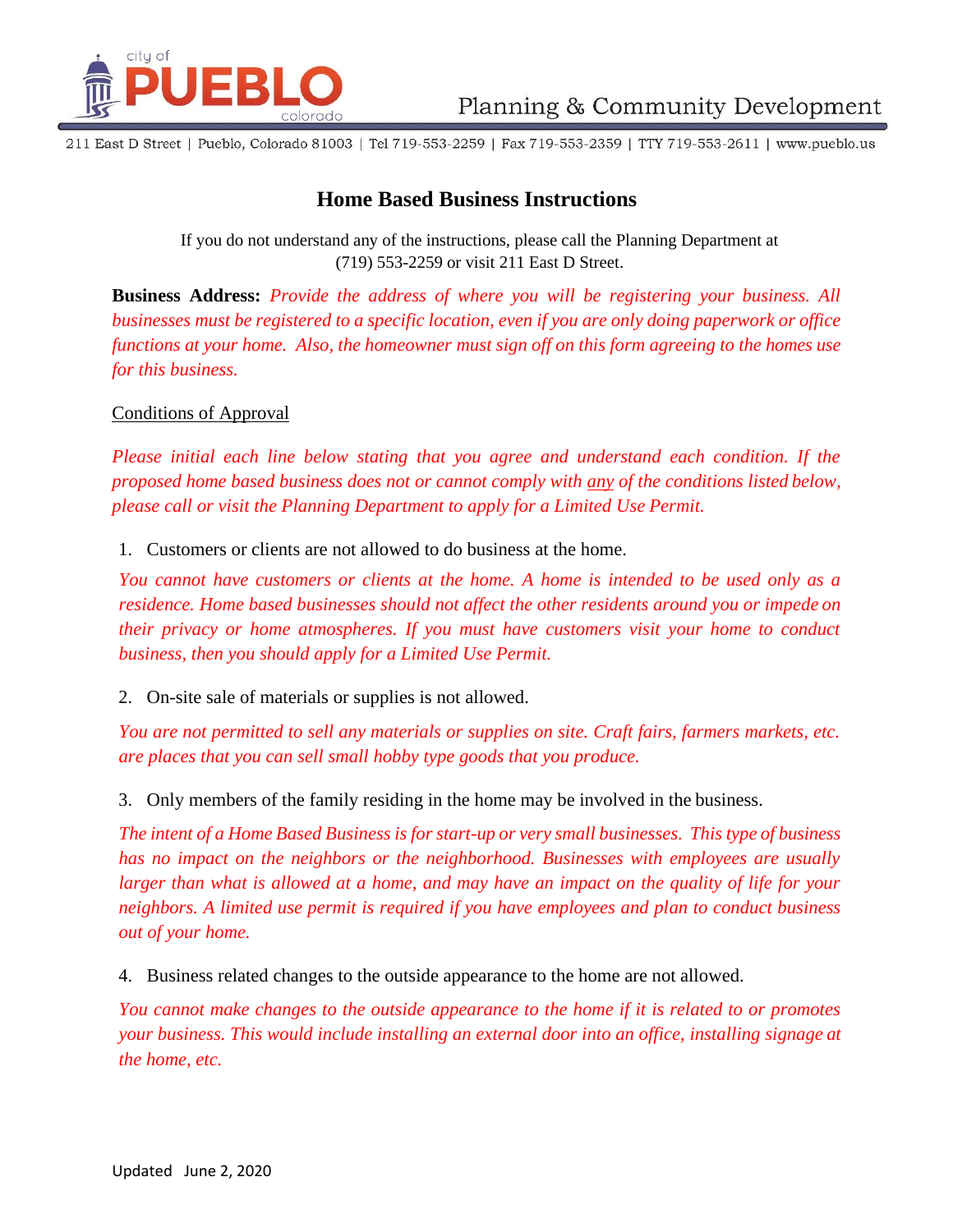city of **PUEBLO** colorado

Planning & Community Development

211 East D Street | Pueblo, Colorado 81003 | Tel 719-553-2259 | Fax 719-553-2359 | TTY 719-553-2611 | www.pueblo.us

# Home Based Business Instructions

If you do not understand any of the instructions, please call the Planning Department at (719) 553-2259 or visit 211 East D Street.

**Business Address:** *Provide the address of where you will be registering your business. All businesses must be registered to a specific location, even if you are only doing paperwork or office functions at your home. Also, the homeowner must sign off on this form agreeing to the homes use for this business.*

<u>Conditions of Approval</u>

*Please initial each line below stating that you agree and understand each condition. If the proposed home based business does not or cannot comply with <u>any</u> of the conditions listed below, please call or visit the Planning Department to apply for a Limited Use Permit.*

1. Customers or clients are not allowed to do business at the home.

   *You cannot have customers or clients at the home. A home is intended to be used only as a residence. Home based businesses should not affect the other residents around you or impede on their privacy or home atmospheres. If you must have customers visit your home to conduct business, then you should apply for a Limited Use Permit.*

2. On-site sale of materials or supplies is not allowed.

   *You are not permitted to sell any materials or supplies on site. Craft fairs, farmers markets, etc. are places that you can sell small hobby type goods that you produce.*

3. Only members of the family residing in the home may be involved in the business.

   *The intent of a Home Based Business is for start-up or very small businesses. This type of business has no impact on the neighbors or the neighborhood. Businesses with employees are usually larger than what is allowed at a home, and may have an impact on the quality of life for your neighbors. A limited use permit is required if you have employees and plan to conduct business out of your home.*

4. Business related changes to the outside appearance to the home are not allowed.

   *You cannot make changes to the outside appearance to the home if it is related to or promotes your business. This would include installing an external door into an office, installing signage at the home, etc.*

Updated June 2, 2020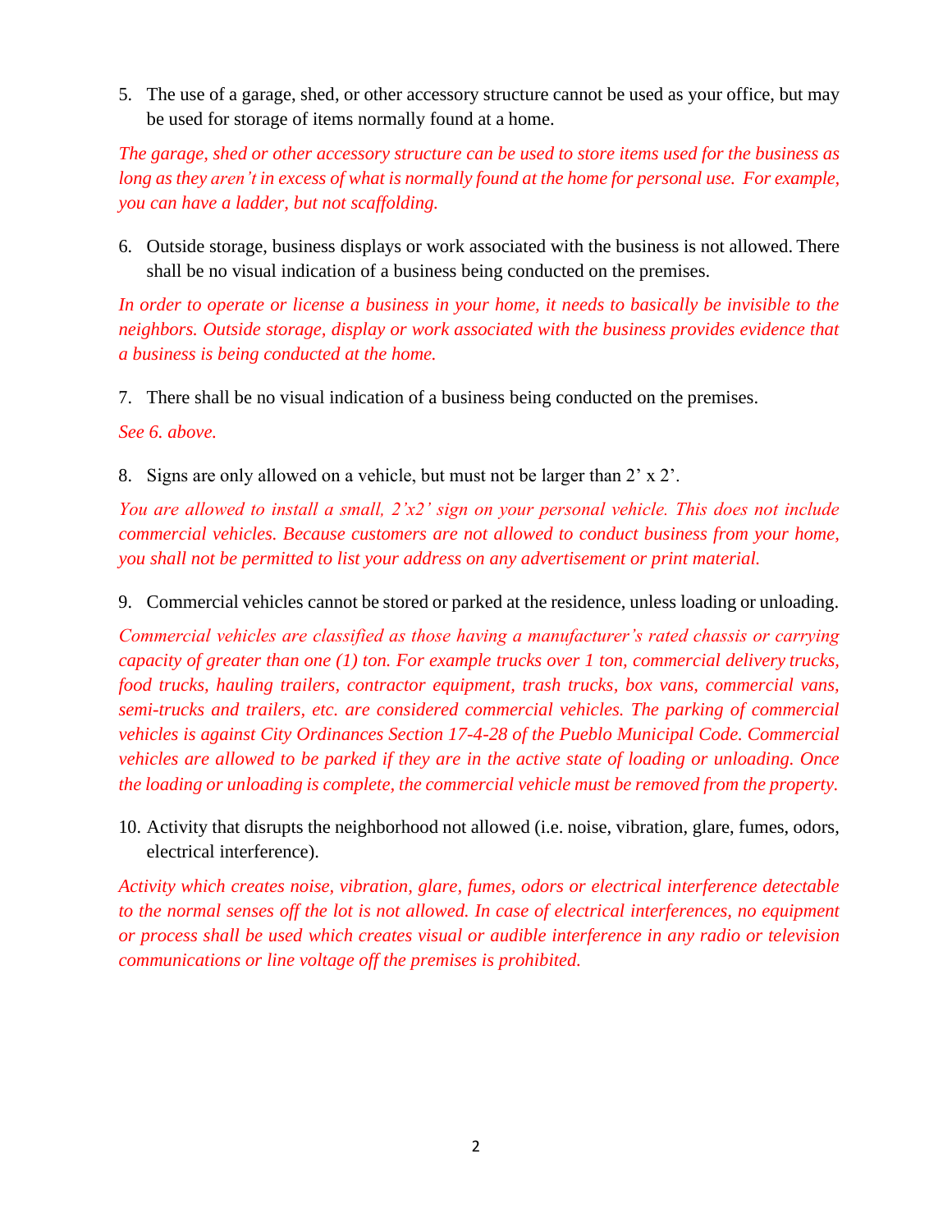5. The use of a garage, shed, or other accessory structure cannot be used as your office, but may be used for storage of items normally found at a home.

*The garage, shed or other accessory structure can be used to store items used for the business as long as they aren't in excess of what is normally found at the home for personal use. For example, you can have a ladder, but not scaffolding.*

6. Outside storage, business displays or work associated with the business is not allowed. There shall be no visual indication of a business being conducted on the premises.

*In order to operate or license a business in your home, it needs to basically be invisible to the neighbors. Outside storage, display or work associated with the business provides evidence that a business is being conducted at the home.*

7. There shall be no visual indication of a business being conducted on the premises.

*See 6. above.*

8. Signs are only allowed on a vehicle, but must not be larger than 2' x 2'.

*You are allowed to install a small, 2'x2' sign on your personal vehicle. This does not include commercial vehicles. Because customers are not allowed to conduct business from your home, you shall not be permitted to list your address on any advertisement or print material.*

9. Commercial vehicles cannot be stored or parked at the residence, unless loading or unloading.

*Commercial vehicles are classified as those having a manufacturer's rated chassis or carrying capacity of greater than one (1) ton. For example trucks over 1 ton, commercial delivery trucks, food trucks, hauling trailers, contractor equipment, trash trucks, box vans, commercial vans, semi-trucks and trailers, etc. are considered commercial vehicles. The parking of commercial vehicles is against City Ordinances Section 17-4-28 of the Pueblo Municipal Code. Commercial vehicles are allowed to be parked if they are in the active state of loading or unloading. Once the loading or unloading is complete, the commercial vehicle must be removed from the property.*

10. Activity that disrupts the neighborhood not allowed (i.e. noise, vibration, glare, fumes, odors, electrical interference).

*Activity which creates noise, vibration, glare, fumes, odors or electrical interference detectable to the normal senses off the lot is not allowed. In case of electrical interferences, no equipment or process shall be used which creates visual or audible interference in any radio or television communications or line voltage off the premises is prohibited.*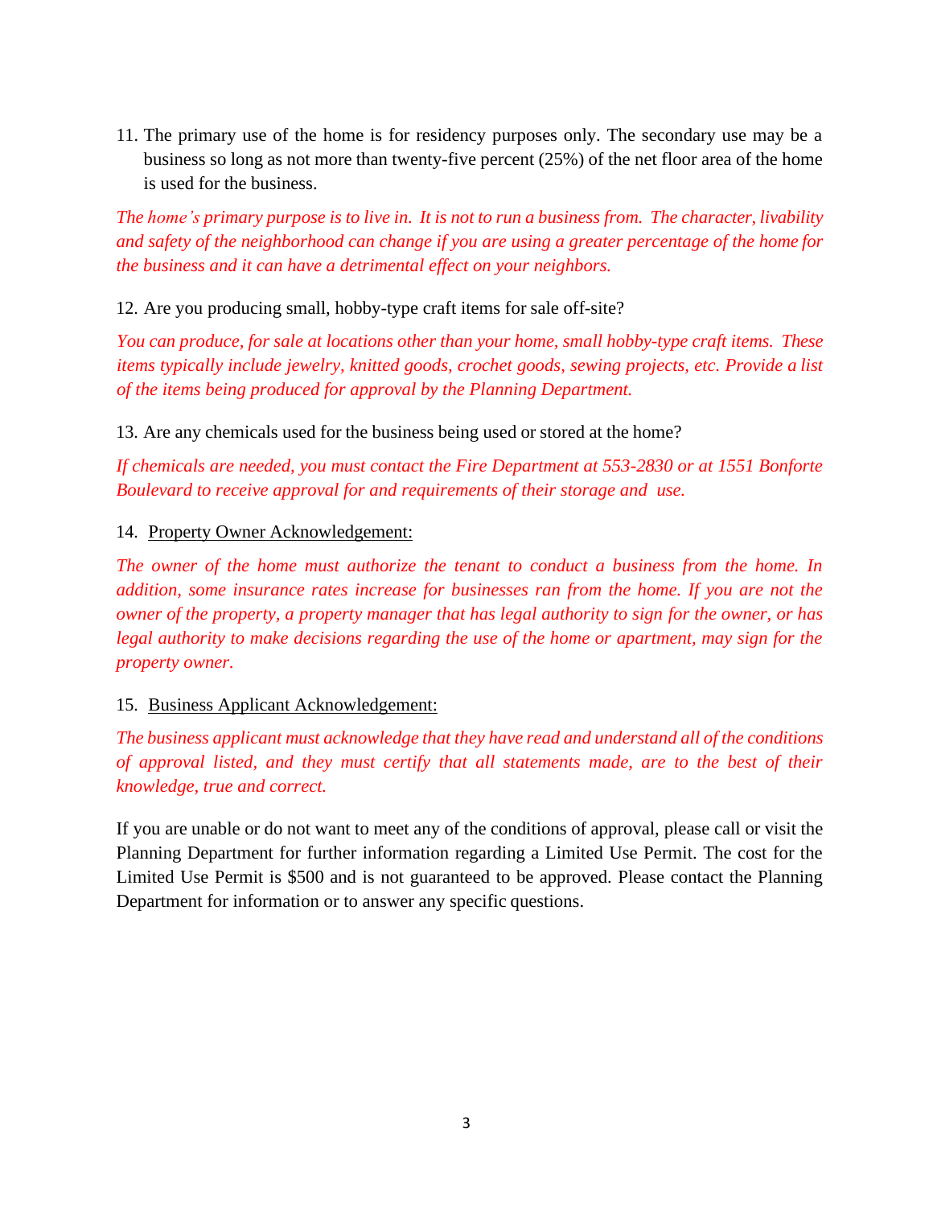11. The primary use of the home is for residency purposes only. The secondary use may be a business so long as not more than twenty-five percent (25%) of the net floor area of the home is used for the business.

*The home's primary purpose is to live in. It is not to run a business from. The character, livability and safety of the neighborhood can change if you are using a greater percentage of the home for the business and it can have a detrimental effect on your neighbors.*

12. Are you producing small, hobby-type craft items for sale off-site?

*You can produce, for sale at locations other than your home, small hobby-type craft items. These items typically include jewelry, knitted goods, crochet goods, sewing projects, etc. Provide a list of the items being produced for approval by the Planning Department.*

13. Are any chemicals used for the business being used or stored at the home?

*If chemicals are needed, you must contact the Fire Department at 553-2830 or at 1551 Bonforte Boulevard to receive approval for and requirements of their storage and use.*

14. <u>Property Owner Acknowledgement:</u>

*The owner of the home must authorize the tenant to conduct a business from the home. In addition, some insurance rates increase for businesses ran from the home. If you are not the owner of the property, a property manager that has legal authority to sign for the owner, or has legal authority to make decisions regarding the use of the home or apartment, may sign for the property owner.*

15. <u>Business Applicant Acknowledgement:</u>

*The business applicant must acknowledge that they have read and understand all of the conditions of approval listed, and they must certify that all statements made, are to the best of their knowledge, true and correct.*

If you are unable or do not want to meet any of the conditions of approval, please call or visit the Planning Department for further information regarding a Limited Use Permit. The cost for the Limited Use Permit is $500 and is not guaranteed to be approved. Please contact the Planning Department for information or to answer any specific questions.